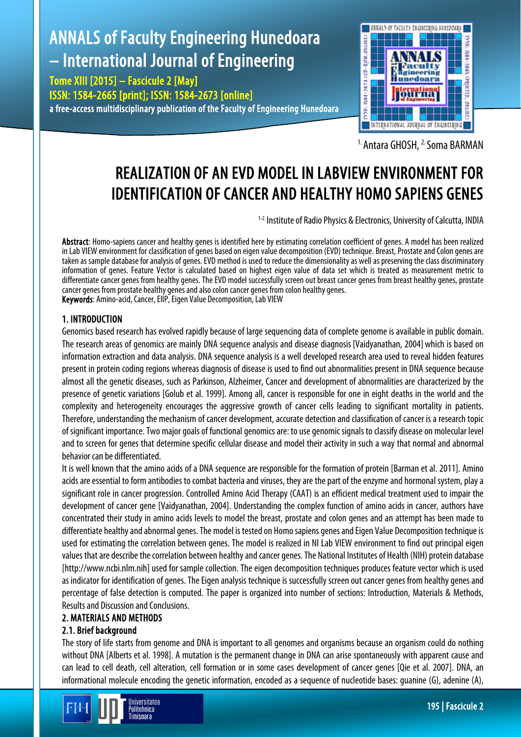[1.] Antara GHOSH, [2.] Soma BARMAN

# REALIZATION OF AN EVD MODEL IN LABVIEW ENVIRONMENT FOR IDENTIFICATION OF CANCER AND HEALTHY HOMO SAPIENS GENES

[1-2.] Institute of Radio Physics & Electronics, University of Calcutta, INDIA

**Abstract**: Homo-sapiens cancer and healthy genes is identified here by estimating correlation coefficient of genes. A model has been realized in Lab VIEW environment for classification of genes based on eigen value decomposition (EVD) technique. Breast, Prostate and Colon genes are taken as sample database for analysis of genes. EVD method is used to reduce the dimensionality as well as preserving the class discriminatory information of genes. Feature Vector is calculated based on highest eigen value of data set which is treated as measurement metric to differentiate cancer genes from healthy genes. The EVD model successfully screen out breast cancer genes from breast healthy genes, prostate cancer genes from prostate healthy genes and also colon cancer genes from colon healthy genes.
**Keywords**: Amino-acid, Cancer, EIIP, Eigen Value Decomposition, Lab VIEW

## 1. INTRODUCTION

Genomics based research has evolved rapidly because of large sequencing data of complete genome is available in public domain. The research areas of genomics are mainly DNA sequence analysis and disease diagnosis [Vaidyanathan, 2004] which is based on information extraction and data analysis. DNA sequence analysis is a well developed research area used to reveal hidden features present in protein coding regions whereas diagnosis of disease is used to find out abnormalities present in DNA sequence because almost all the genetic diseases, such as Parkinson, Alzheimer, Cancer and development of abnormalities are characterized by the presence of genetic variations [Golub et al. 1999]. Among all, cancer is responsible for one in eight deaths in the world and the complexity and heterogeneity encourages the aggressive growth of cancer cells leading to significant mortality in patients. Therefore, understanding the mechanism of cancer development, accurate detection and classification of cancer is a research topic of significant importance. Two major goals of functional genomics are: to use genomic signals to classify disease on molecular level and to screen for genes that determine specific cellular disease and model their activity in such a way that normal and abnormal behavior can be differentiated.

It is well known that the amino acids of a DNA sequence are responsible for the formation of protein [Barman et al. 2011]. Amino acids are essential to form antibodies to combat bacteria and viruses, they are the part of the enzyme and hormonal system, play a significant role in cancer progression. Controlled Amino Acid Therapy (CAAT) is an efficient medical treatment used to impair the development of cancer gene [Vaidyanathan, 2004]. Understanding the complex function of amino acids in cancer, authors have concentrated their study in amino acids levels to model the breast, prostate and colon genes and an attempt has been made to differentiate healthy and abnormal genes. The model is tested on Homo sapiens genes and Eigen Value Decomposition technique is used for estimating the correlation between genes. The model is realized in NI Lab VIEW environment to find out principal eigen values that are describe the correlation between healthy and cancer genes. The National Institutes of Health (NIH) protein database [http://www.ncbi.nlm.nih] used for sample collection. The eigen decomposition techniques produces feature vector which is used as indicator for identification of genes. The Eigen analysis technique is successfully screen out cancer genes from healthy genes and percentage of false detection is computed. The paper is organized into number of sections: Introduction, Materials & Methods, Results and Discussion and Conclusions.

## 2. MATERIALS AND METHODS

### 2.1. Brief background

The story of life starts from genome and DNA is important to all genomes and organisms because an organism could do nothing without DNA [Alberts et al. 1998]. A mutation is the permanent change in DNA can arise spontaneously with apparent cause and can lead to cell death, cell alteration, cell formation or in some cases development of cancer genes [Qie et al. 2007]. DNA, an informational molecule encoding the genetic information, encoded as a sequence of nucleotide bases: guanine (G), adenine (A),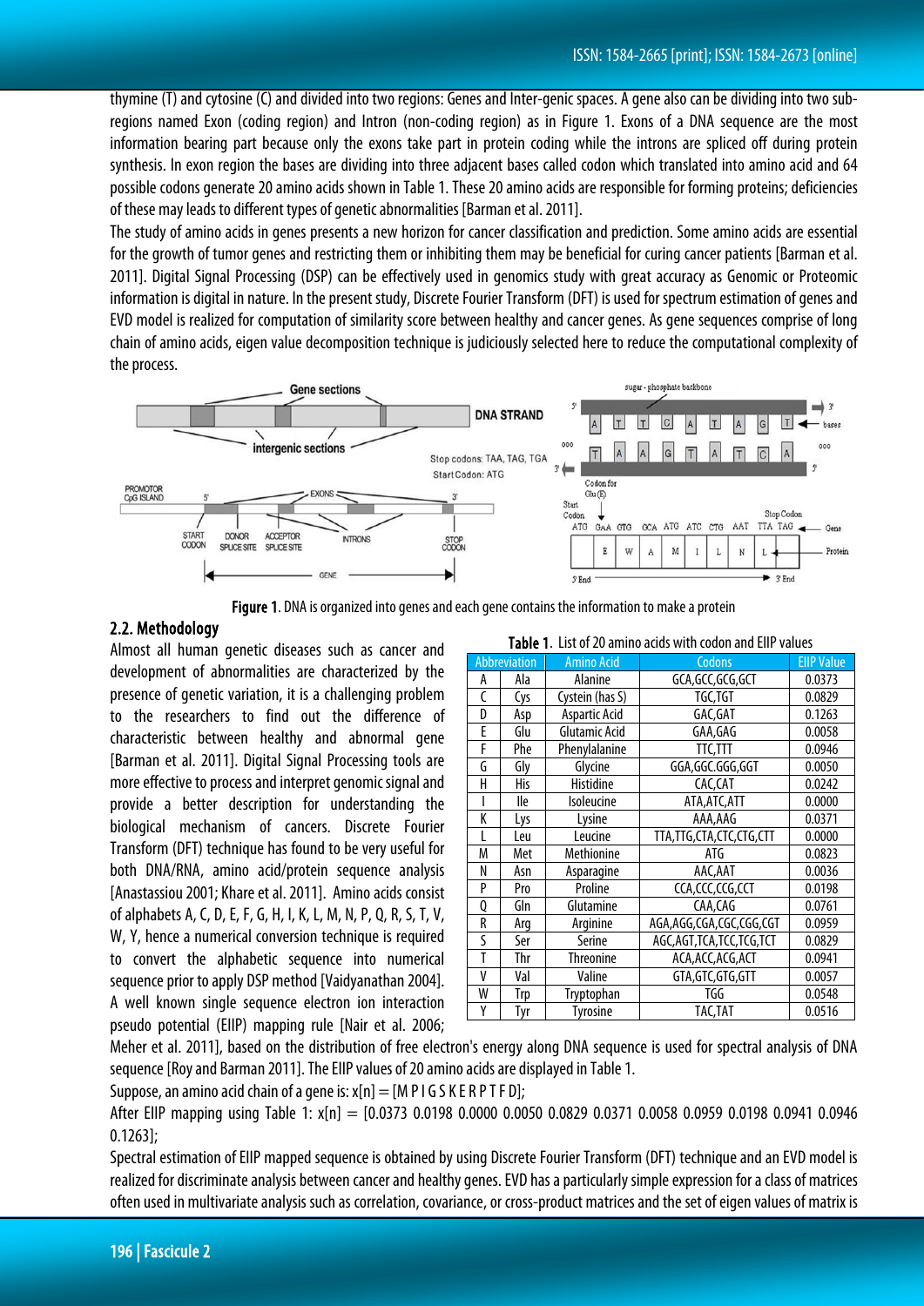thymine (T) and cytosine (C) and divided into two regions: Genes and Inter-genic spaces. A gene also can be dividing into two sub-regions named Exon (coding region) and Intron (non-coding region) as in Figure 1. Exons of a DNA sequence are the most information bearing part because only the exons take part in protein coding while the introns are spliced off during protein synthesis. In exon region the bases are dividing into three adjacent bases called codon which translated into amino acid and 64 possible codons generate 20 amino acids shown in Table 1. These 20 amino acids are responsible for forming proteins; deficiencies of these may leads to different types of genetic abnormalities [Barman et al. 2011].

The study of amino acids in genes presents a new horizon for cancer classification and prediction. Some amino acids are essential for the growth of tumor genes and restricting them or inhibiting them may be beneficial for curing cancer patients [Barman et al. 2011]. Digital Signal Processing (DSP) can be effectively used in genomics study with great accuracy as Genomic or Proteomic information is digital in nature. In the present study, Discrete Fourier Transform (DFT) is used for spectrum estimation of genes and EVD model is realized for computation of similarity score between healthy and cancer genes. As gene sequences comprise of long chain of amino acids, eigen value decomposition technique is judiciously selected here to reduce the computational complexity of the process.

**Figure 1**. DNA is organized into genes and each gene contains the information to make a protein

## 2.2. Methodology

Almost all human genetic diseases such as cancer and development of abnormalities are characterized by the presence of genetic variation, it is a challenging problem to the researchers to find out the difference of characteristic between healthy and abnormal gene [Barman et al. 2011]. Digital Signal Processing tools are more effective to process and interpret genomic signal and provide a better description for understanding the biological mechanism of cancers. Discrete Fourier Transform (DFT) technique has found to be very useful for both DNA/RNA, amino acid/protein sequence analysis [Anastassiou 2001; Khare et al. 2011]. Amino acids consist of alphabets A, C, D, E, F, G, H, I, K, L, M, N, P, Q, R, S, T, V, W, Y, hence a numerical conversion technique is required to convert the alphabetic sequence into numerical sequence prior to apply DSP method [Vaidyanathan 2004]. A well known single sequence electron ion interaction pseudo potential (EIIP) mapping rule [Nair et al. 2006; Meher et al. 2011], based on the distribution of free electron's energy along DNA sequence is used for spectral analysis of DNA sequence [Roy and Barman 2011]. The EIIP values of 20 amino acids are displayed in Table 1.

**Table 1**. List of 20 amino acids with codon and EIIP values

| Abbreviation | | Amino Acid | Codons | EIIP Value |
|---|---|---|---|---|
| A | Ala | Alanine | GCA,GCC,GCG,GCT | 0.0373 |
| C | Cys | Cystein (has S) | TGC,TGT | 0.0829 |
| D | Asp | Aspartic Acid | GAC,GAT | 0.1263 |
| E | Glu | Glutamic Acid | GAA,GAG | 0.0058 |
| F | Phe | Phenylalanine | TTC,TTT | 0.0946 |
| G | Gly | Glycine | GGA,GGC.GGG,GGT | 0.0050 |
| H | His | Histidine | CAC,CAT | 0.0242 |
| I | Ile | Isoleucine | ATA,ATC,ATT | 0.0000 |
| K | Lys | Lysine | AAA,AAG | 0.0371 |
| L | Leu | Leucine | TTA,TTG,CTA,CTC,CTG,CTT | 0.0000 |
| M | Met | Methionine | ATG | 0.0823 |
| N | Asn | Asparagine | AAC,AAT | 0.0036 |
| P | Pro | Proline | CCA,CCC,CCG,CCT | 0.0198 |
| Q | Gln | Glutamine | CAA,CAG | 0.0761 |
| R | Arg | Arginine | AGA,AGG,CGA,CGC,CGG,CGT | 0.0959 |
| S | Ser | Serine | AGC,AGT,TCA,TCC,TCG,TCT | 0.0829 |
| T | Thr | Threonine | ACA,ACC,ACG,ACT | 0.0941 |
| V | Val | Valine | GTA,GTC,GTG,GTT | 0.0057 |
| W | Trp | Tryptophan | TGG | 0.0548 |
| Y | Tyr | Tyrosine | TAC,TAT | 0.0516 |

Suppose, an amino acid chain of a gene is: $x[n] = $ [M P I G S K E R P T F D];

After EIIP mapping using Table 1: $x[n] = $ [0.0373 0.0198 0.0000 0.0050 0.0829 0.0371 0.0058 0.0959 0.0198 0.0941 0.0946 0.1263];

Spectral estimation of EIIP mapped sequence is obtained by using Discrete Fourier Transform (DFT) technique and an EVD model is realized for discriminate analysis between cancer and healthy genes. EVD has a particularly simple expression for a class of matrices often used in multivariate analysis such as correlation, covariance, or cross-product matrices and the set of eigen values of matrix is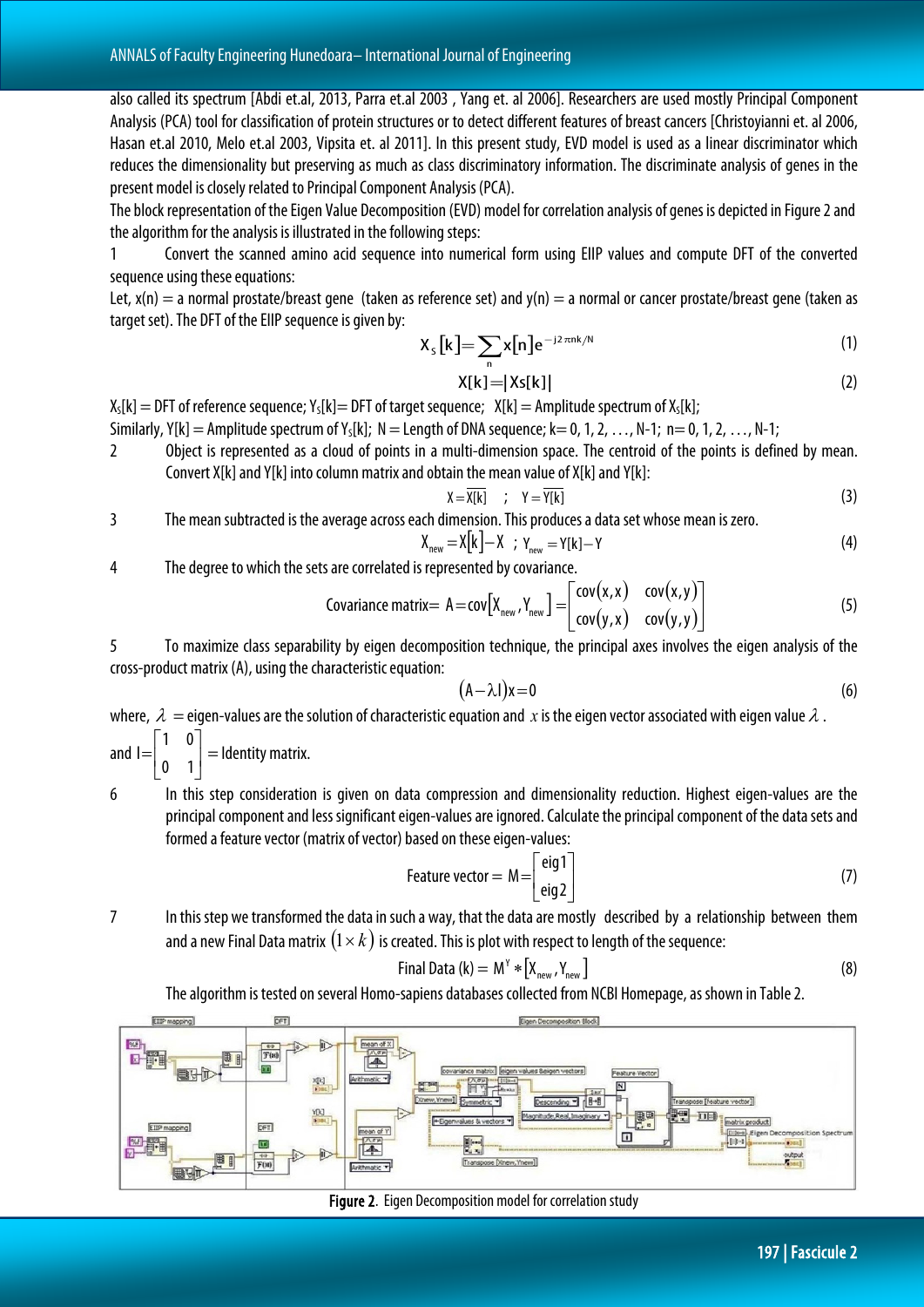also called its spectrum [Abdi et.al, 2013, Parra et.al 2003 , Yang et. al 2006]. Researchers are used mostly Principal Component Analysis (PCA) tool for classification of protein structures or to detect different features of breast cancers [Christoyianni et. al 2006, Hasan et.al 2010, Melo et.al 2003, Vipsita et. al 2011]. In this present study, EVD model is used as a linear discriminator which reduces the dimensionality but preserving as much as class discriminatory information. The discriminate analysis of genes in the present model is closely related to Principal Component Analysis (PCA).

The block representation of the Eigen Value Decomposition (EVD) model for correlation analysis of genes is depicted in Figure 2 and the algorithm for the analysis is illustrated in the following steps:

1. Convert the scanned amino acid sequence into numerical form using EIIP values and compute DFT of the converted sequence using these equations:

Let, x(n) = a normal prostate/breast gene (taken as reference set) and y(n) = a normal or cancer prostate/breast gene (taken as target set). The DFT of the EIIP sequence is given by:

$$X_S[k] = \sum_{n} x[n] e^{-j2\pi nk/N} \quad (1)$$

$$X[k] = |Xs[k]| \quad (2)$$

$X_S[k]$ = DFT of reference sequence; $Y_S[k]$ = DFT of target sequence; X[k] = Amplitude spectrum of $X_S[k]$;

Similarly, Y[k] = Amplitude spectrum of $Y_S[k]$; N = Length of DNA sequence; k = 0, 1, 2, …, N-1; n = 0, 1, 2, …, N-1;

2. Object is represented as a cloud of points in a multi-dimension space. The centroid of the points is defined by mean. Convert X[k] and Y[k] into column matrix and obtain the mean value of X[k] and Y[k]:

$$X = \overline{X[k]} \quad ; \quad Y = \overline{Y[k]} \quad (3)$$

3. The mean subtracted is the average across each dimension. This produces a data set whose mean is zero.

$$X_{new} = X[k] - X \quad ; \quad Y_{new} = Y[k] - Y \quad (4)$$

4. The degree to which the sets are correlated is represented by covariance.

$$\text{Covariance matrix} = A = \text{cov}[X_{new}, Y_{new}] = \begin{bmatrix} \text{cov}(x,x) & \text{cov}(x,y) \\ \text{cov}(y,x) & \text{cov}(y,y) \end{bmatrix} \quad (5)$$

5. To maximize class separability by eigen decomposition technique, the principal axes involves the eigen analysis of the cross-product matrix (A), using the characteristic equation:

$$(A - \lambda I)x = 0 \quad (6)$$

where, $\lambda$ = eigen-values are the solution of characteristic equation and $x$ is the eigen vector associated with eigen value $\lambda$.

and $I = \begin{bmatrix} 1 & 0 \\ 0 & 1 \end{bmatrix}$ = Identity matrix.

6. In this step consideration is given on data compression and dimensionality reduction. Highest eigen-values are the principal component and less significant eigen-values are ignored. Calculate the principal component of the data sets and formed a feature vector (matrix of vector) based on these eigen-values:

$$\text{Feature vector} = M = \begin{bmatrix} \text{eig}1 \\ \text{eig}2 \end{bmatrix} \quad (7)$$

7. In this step we transformed the data in such a way, that the data are mostly described by a relationship between them and a new Final Data matrix $(1 \times k)$ is created. This is plot with respect to length of the sequence:

$$\text{Final Data}(k) = M^{Y} * [X_{new}, Y_{new}] \quad (8)$$

The algorithm is tested on several Homo-sapiens databases collected from NCBI Homepage, as shown in Table 2.

**Figure 2.** Eigen Decomposition model for correlation study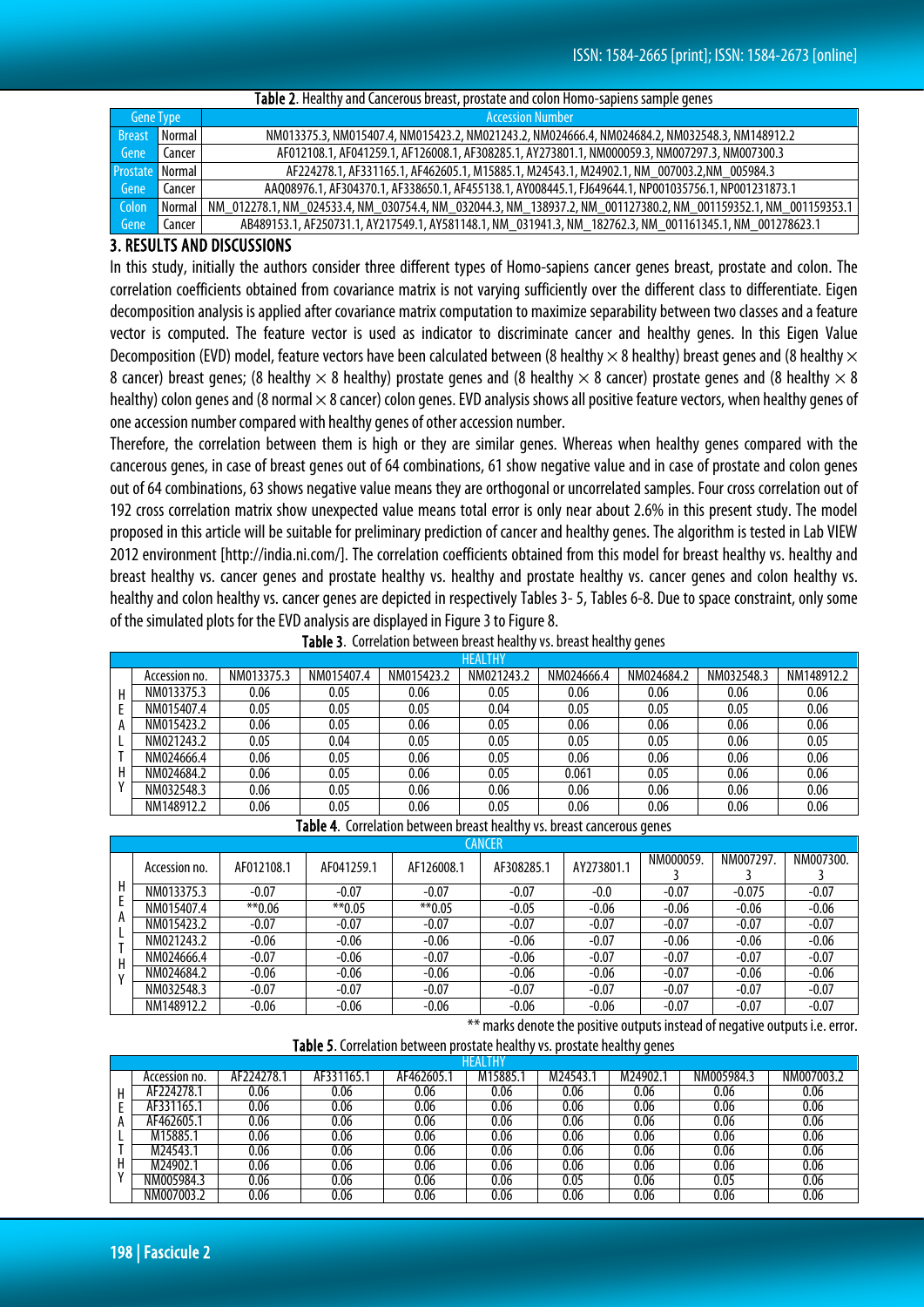Table 2. Healthy and Cancerous breast, prostate and colon Homo-sapiens sample genes

| Gene Type | | Accession Number |
|---|---|---|
| Breast Gene | Normal | NM013375.3, NM015407.4, NM015423.2, NM021243.2, NM024666.4, NM024684.2, NM032548.3, NM148912.2 |
| | Cancer | AF012108.1, AF041259.1, AF126008.1, AF308285.1, AY273801.1, NM000059.3, NM007297.3, NM007300.3 |
| Prostate Gene | Normal | AF224278.1, AF331165.1, AF462605.1, M15885.1, M24543.1, M24902.1, NM_007003.2,NM_005984.3 |
| | Cancer | AAQ08976.1, AF304370.1, AF338650.1, AF455138.1, AY008445.1, FJ649644.1, NP001035756.1, NP001231873.1 |
| Colon Gene | Normal | NM_012278.1, NM_024533.4, NM_030754.4, NM_032044.3, NM_138937.2, NM_001127380.2, NM_001159352.1, NM_001159353.1 |
| | Cancer | AB489153.1, AF250731.1, AY217549.1, AY581148.1, NM_031941.3, NM_182762.3, NM_001161345.1, NM_001278623.1 |

## 3. RESULTS AND DISCUSSIONS

In this study, initially the authors consider three different types of Homo-sapiens cancer genes breast, prostate and colon. The correlation coefficients obtained from covariance matrix is not varying sufficiently over the different class to differentiate. Eigen decomposition analysis is applied after covariance matrix computation to maximize separability between two classes and a feature vector is computed. The feature vector is used as indicator to discriminate cancer and healthy genes. In this Eigen Value Decomposition (EVD) model, feature vectors have been calculated between (8 healthy $\times$ 8 healthy) breast genes and (8 healthy $\times$ 8 cancer) breast genes; (8 healthy $\times$ 8 healthy) prostate genes and (8 healthy $\times$ 8 cancer) prostate genes and (8 healthy $\times$ 8 healthy) colon genes and (8 normal $\times$ 8 cancer) colon genes. EVD analysis shows all positive feature vectors, when healthy genes of one accession number compared with healthy genes of other accession number.

Therefore, the correlation between them is high or they are similar genes. Whereas when healthy genes compared with the cancerous genes, in case of breast genes out of 64 combinations, 61 show negative value and in case of prostate and colon genes out of 64 combinations, 63 shows negative value means they are orthogonal or uncorrelated samples. Four cross correlation out of 192 cross correlation matrix show unexpected value means total error is only near about 2.6% in this present study. The model proposed in this article will be suitable for preliminary prediction of cancer and healthy genes. The algorithm is tested in Lab VIEW 2012 environment [http://india.ni.com/]. The correlation coefficients obtained from this model for breast healthy vs. healthy and breast healthy vs. cancer genes and prostate healthy vs. healthy and prostate healthy vs. cancer genes and colon healthy vs. healthy and colon healthy vs. cancer genes are depicted in respectively Tables 3- 5, Tables 6-8. Due to space constraint, only some of the simulated plots for the EVD analysis are displayed in Figure 3 to Figure 8.

Table 3. Correlation between breast healthy vs. breast healthy genes

| | HEALTHY | | | | | | | | |
|---|---|---|---|---|---|---|---|---|---|
| | Accession no. | NM013375.3 | NM015407.4 | NM015423.2 | NM021243.2 | NM024666.4 | NM024684.2 | NM032548.3 | NM148912.2 |
| HEALTHY | NM013375.3 | 0.06 | 0.05 | 0.06 | 0.05 | 0.06 | 0.06 | 0.06 | 0.06 |
| | NM015407.4 | 0.05 | 0.05 | 0.05 | 0.04 | 0.05 | 0.05 | 0.05 | 0.06 |
| | NM015423.2 | 0.06 | 0.05 | 0.06 | 0.05 | 0.06 | 0.06 | 0.06 | 0.06 |
| | NM021243.2 | 0.05 | 0.04 | 0.05 | 0.05 | 0.05 | 0.05 | 0.06 | 0.05 |
| | NM024666.4 | 0.06 | 0.05 | 0.06 | 0.05 | 0.06 | 0.06 | 0.06 | 0.06 |
| | NM024684.2 | 0.06 | 0.05 | 0.06 | 0.05 | 0.061 | 0.05 | 0.06 | 0.06 |
| | NM032548.3 | 0.06 | 0.05 | 0.06 | 0.06 | 0.06 | 0.06 | 0.06 | 0.06 |
| | NM148912.2 | 0.06 | 0.05 | 0.06 | 0.05 | 0.06 | 0.06 | 0.06 | 0.06 |

Table 4. Correlation between breast healthy vs. breast cancerous genes

| | CANCER | | | | | | | | |
|---|---|---|---|---|---|---|---|---|---|
| | Accession no. | AF012108.1 | AF041259.1 | AF126008.1 | AF308285.1 | AY273801.1 | NM000059.3 | NM007297.3 | NM007300.3 |
| HEALTHY | NM013375.3 | -0.07 | -0.07 | -0.07 | -0.07 | -0.0 | -0.07 | -0.075 | -0.07 |
| | NM015407.4 | **0.06 | **0.05 | **0.05 | -0.05 | -0.06 | -0.06 | -0.06 | -0.06 |
| | NM015423.2 | -0.07 | -0.07 | -0.07 | -0.07 | -0.07 | -0.07 | -0.07 | -0.07 |
| | NM021243.2 | -0.06 | -0.06 | -0.06 | -0.06 | -0.07 | -0.06 | -0.06 | -0.06 |
| | NM024666.4 | -0.07 | -0.06 | -0.07 | -0.06 | -0.07 | -0.07 | -0.07 | -0.07 |
| | NM024684.2 | -0.06 | -0.06 | -0.06 | -0.06 | -0.06 | -0.07 | -0.06 | -0.06 |
| | NM032548.3 | -0.07 | -0.07 | -0.07 | -0.07 | -0.07 | -0.07 | -0.07 | -0.07 |
| | NM148912.2 | -0.06 | -0.06 | -0.06 | -0.06 | -0.06 | -0.07 | -0.07 | -0.07 |

** marks denote the positive outputs instead of negative outputs i.e. error.

Table 5. Correlation between prostate healthy vs. prostate healthy genes

| | HEALTHY | | | | | | | | |
|---|---|---|---|---|---|---|---|---|---|
| | Accession no. | AF224278.1 | AF331165.1 | AF462605.1 | M15885.1 | M24543.1 | M24902.1 | NM005984.3 | NM007003.2 |
| HEALTHY | AF224278.1 | 0.06 | 0.06 | 0.06 | 0.06 | 0.06 | 0.06 | 0.06 | 0.06 |
| | AF331165.1 | 0.06 | 0.06 | 0.06 | 0.06 | 0.06 | 0.06 | 0.06 | 0.06 |
| | AF462605.1 | 0.06 | 0.06 | 0.06 | 0.06 | 0.06 | 0.06 | 0.06 | 0.06 |
| | M15885.1 | 0.06 | 0.06 | 0.06 | 0.06 | 0.06 | 0.06 | 0.06 | 0.06 |
| | M24543.1 | 0.06 | 0.06 | 0.06 | 0.06 | 0.06 | 0.06 | 0.06 | 0.06 |
| | M24902.1 | 0.06 | 0.06 | 0.06 | 0.06 | 0.06 | 0.06 | 0.06 | 0.06 |
| | NM005984.3 | 0.06 | 0.06 | 0.06 | 0.06 | 0.05 | 0.06 | 0.05 | 0.06 |
| | NM007003.2 | 0.06 | 0.06 | 0.06 | 0.06 | 0.06 | 0.06 | 0.06 | 0.06 |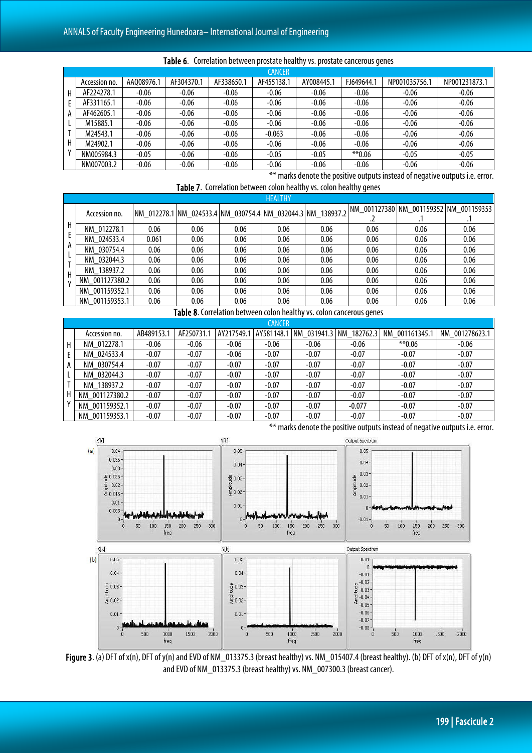**Table 6.** Correlation between prostate healthy vs. prostate cancerous genes

| | CANCER | | | | | | | | |
|---|---|---|---|---|---|---|---|---|---|
| | Accession no. | AAQ08976.1 | AF304370.1 | AF338650.1 | AF455138.1 | AY008445.1 | FJ649644.1 | NP001035756.1 | NP001231873.1 |
| H | AF224278.1 | -0.06 | -0.06 | -0.06 | -0.06 | -0.06 | -0.06 | -0.06 | -0.06 |
| E | AF331165.1 | -0.06 | -0.06 | -0.06 | -0.06 | -0.06 | -0.06 | -0.06 | -0.06 |
| A | AF462605.1 | -0.06 | -0.06 | -0.06 | -0.06 | -0.06 | -0.06 | -0.06 | -0.06 |
| L | M15885.1 | -0.06 | -0.06 | -0.06 | -0.06 | -0.06 | -0.06 | -0.06 | -0.06 |
| T | M24543.1 | -0.06 | -0.06 | -0.06 | -0.063 | -0.06 | -0.06 | -0.06 | -0.06 |
| H | M24902.1 | -0.06 | -0.06 | -0.06 | -0.06 | -0.06 | -0.06 | -0.06 | -0.06 |
| Y | NM005984.3 | -0.05 | -0.06 | -0.06 | -0.05 | -0.05 | **0.06 | -0.05 | -0.05 |
| | NM007003.2 | -0.06 | -0.06 | -0.06 | -0.06 | -0.06 | -0.06 | -0.06 | -0.06 |

** marks denote the positive outputs instead of negative outputs i.e. error.

**Table 7.** Correlation between colon healthy vs. colon healthy genes

| | HEALTHY | | | | | | | | |
|---|---|---|---|---|---|---|---|---|---|
| | Accession no. | NM_012278.1 | NM_024533.4 | NM_030754.4 | NM_032044.3 | NM_138937.2 | NM_001127380.2 | NM_001159352.1 | NM_001159353.1 |
| H | NM_012278.1 | 0.06 | 0.06 | 0.06 | 0.06 | 0.06 | 0.06 | 0.06 | 0.06 |
| E | NM_024533.4 | 0.061 | 0.06 | 0.06 | 0.06 | 0.06 | 0.06 | 0.06 | 0.06 |
| A | NM_030754.4 | 0.06 | 0.06 | 0.06 | 0.06 | 0.06 | 0.06 | 0.06 | 0.06 |
| L | NM_032044.3 | 0.06 | 0.06 | 0.06 | 0.06 | 0.06 | 0.06 | 0.06 | 0.06 |
| T | NM_138937.2 | 0.06 | 0.06 | 0.06 | 0.06 | 0.06 | 0.06 | 0.06 | 0.06 |
| H | NM_001127380.2 | 0.06 | 0.06 | 0.06 | 0.06 | 0.06 | 0.06 | 0.06 | 0.06 |
| Y | NM_001159352.1 | 0.06 | 0.06 | 0.06 | 0.06 | 0.06 | 0.06 | 0.06 | 0.06 |
| | NM_001159353.1 | 0.06 | 0.06 | 0.06 | 0.06 | 0.06 | 0.06 | 0.06 | 0.06 |

**Table 8.** Correlation between colon healthy vs. colon cancerous genes

| | CANCER | | | | | | | | |
|---|---|---|---|---|---|---|---|---|---|
| | Accession no. | AB489153.1 | AF250731.1 | AY217549.1 | AY581148.1 | NM_031941.3 | NM_182762.3 | NM_001161345.1 | NM_001278623.1 |
| H | NM_012278.1 | -0.06 | -0.06 | -0.06 | -0.06 | -0.06 | -0.06 | **0.06 | -0.06 |
| E | NM_024533.4 | -0.07 | -0.07 | -0.06 | -0.07 | -0.07 | -0.07 | -0.07 | -0.07 |
| A | NM_030754.4 | -0.07 | -0.07 | -0.07 | -0.07 | -0.07 | -0.07 | -0.07 | -0.07 |
| L | NM_032044.3 | -0.07 | -0.07 | -0.07 | -0.07 | -0.07 | -0.07 | -0.07 | -0.07 |
| T | NM_138937.2 | -0.07 | -0.07 | -0.07 | -0.07 | -0.07 | -0.07 | -0.07 | -0.07 |
| H | NM_001127380.2 | -0.07 | -0.07 | -0.07 | -0.07 | -0.07 | -0.07 | -0.07 | -0.07 |
| Y | NM_001159352.1 | -0.07 | -0.07 | -0.07 | -0.07 | -0.07 | -0.077 | -0.07 | -0.07 |
| | NM_001159353.1 | -0.07 | -0.07 | -0.07 | -0.07 | -0.07 | -0.07 | -0.07 | -0.07 |

** marks denote the positive outputs instead of negative outputs i.e. error.

**Figure 3.** (a) DFT of x(n), DFT of y(n) and EVD of NM_013375.3 (breast healthy) vs. NM_015407.4 (breast healthy). (b) DFT of x(n), DFT of y(n) and EVD of NM_013375.3 (breast healthy) vs. NM_007300.3 (breast cancer).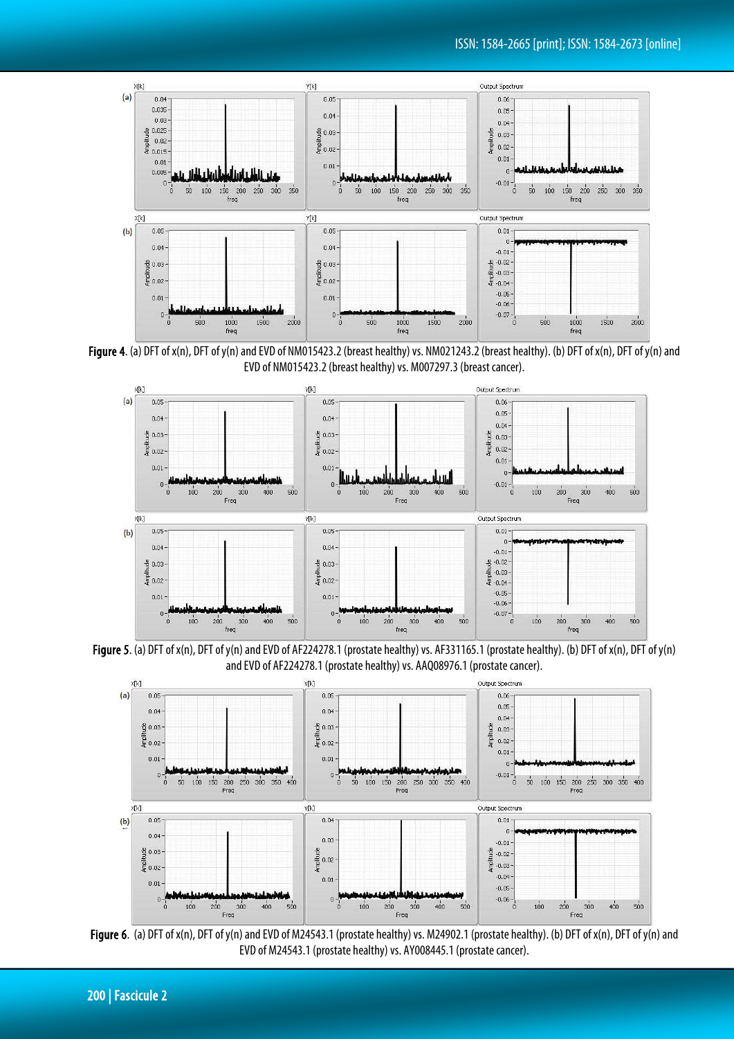**Figure 4**. (a) DFT of x(n), DFT of y(n) and EVD of NM015423.2 (breast healthy) vs. NM021243.2 (breast healthy). (b) DFT of x(n), DFT of y(n) and EVD of NM015423.2 (breast healthy) vs. M007297.3 (breast cancer).

**Figure 5**. (a) DFT of x(n), DFT of y(n) and EVD of AF224278.1 (prostate healthy) vs. AF331165.1 (prostate healthy). (b) DFT of x(n), DFT of y(n) and EVD of AF224278.1 (prostate healthy) vs. AAQ08976.1 (prostate cancer).

**Figure 6**. (a) DFT of x(n), DFT of y(n) and EVD of M24543.1 (prostate healthy) vs. M24902.1 (prostate healthy). (b) DFT of x(n), DFT of y(n) and EVD of M24543.1 (prostate healthy) vs. AY008445.1 (prostate cancer).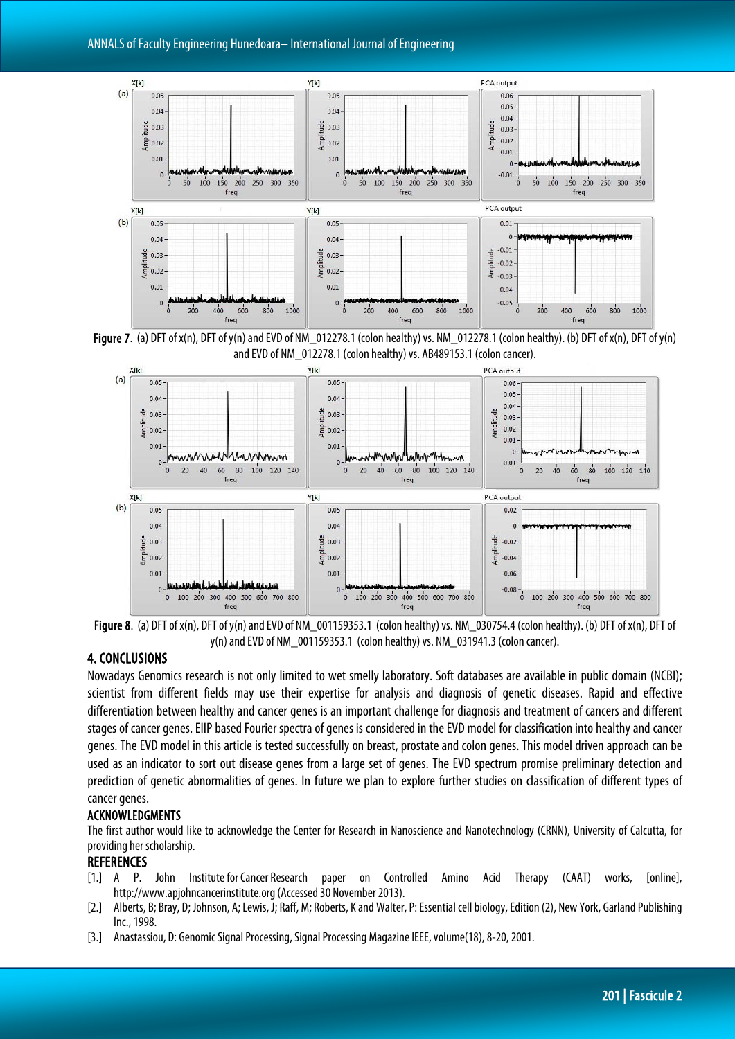**Figure 7**. (a) DFT of x(n), DFT of y(n) and EVD of NM_012278.1 (colon healthy) vs. NM_012278.1 (colon healthy). (b) DFT of x(n), DFT of y(n) and EVD of NM_012278.1 (colon healthy) vs. AB489153.1 (colon cancer).

**Figure 8**. (a) DFT of x(n), DFT of y(n) and EVD of NM_001159353.1 (colon healthy) vs. NM_030754.4 (colon healthy). (b) DFT of x(n), DFT of y(n) and EVD of NM_001159353.1 (colon healthy) vs. NM_031941.3 (colon cancer).

## 4. CONCLUSIONS

Nowadays Genomics research is not only limited to wet smelly laboratory. Soft databases are available in public domain (NCBI); scientist from different fields may use their expertise for analysis and diagnosis of genetic diseases. Rapid and effective differentiation between healthy and cancer genes is an important challenge for diagnosis and treatment of cancers and different stages of cancer genes. EIIP based Fourier spectra of genes is considered in the EVD model for classification into healthy and cancer genes. The EVD model in this article is tested successfully on breast, prostate and colon genes. This model driven approach can be used as an indicator to sort out disease genes from a large set of genes. The EVD spectrum promise preliminary detection and prediction of genetic abnormalities of genes. In future we plan to explore further studies on classification of different types of cancer genes.

### ACKNOWLEDGMENTS

The first author would like to acknowledge the Center for Research in Nanoscience and Nanotechnology (CRNN), University of Calcutta, for providing her scholarship.

### REFERENCES

[1.] A P. John Institute for Cancer Research paper on Controlled Amino Acid Therapy (CAAT) works, [online], http://www.apjohncancerinstitute.org (Accessed 30 November 2013).

[2.] Alberts, B; Bray, D; Johnson, A; Lewis, J; Raff, M; Roberts, K and Walter, P: Essential cell biology, Edition (2), New York, Garland Publishing Inc., 1998.

[3.] Anastassiou, D: Genomic Signal Processing, Signal Processing Magazine IEEE, volume(18), 8-20, 2001.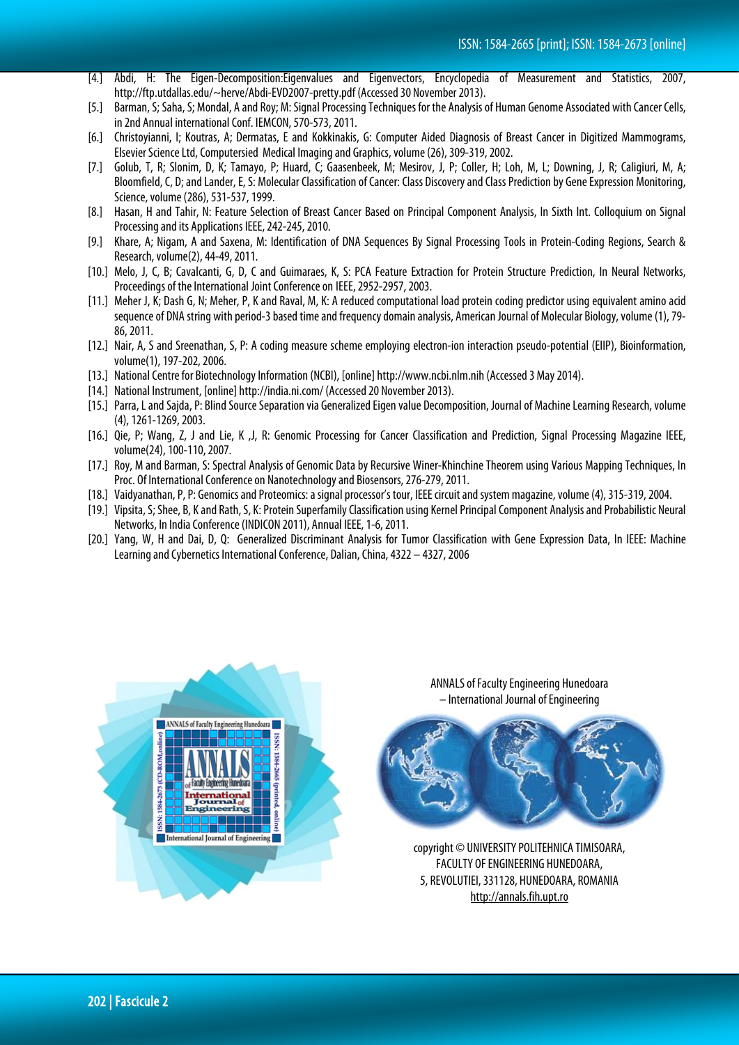[4.] Abdi, H: The Eigen-Decomposition:Eigenvalues and Eigenvectors, Encyclopedia of Measurement and Statistics, 2007, http://ftp.utdallas.edu/~herve/Abdi-EVD2007-pretty.pdf (Accessed 30 November 2013).

[5.] Barman, S; Saha, S; Mondal, A and Roy; M: Signal Processing Techniques for the Analysis of Human Genome Associated with Cancer Cells, in 2nd Annual international Conf. IEMCON, 570-573, 2011.

[6.] Christoyianni, I; Koutras, A; Dermatas, E and Kokkinakis, G: Computer Aided Diagnosis of Breast Cancer in Digitized Mammograms, Elsevier Science Ltd, Computersied Medical Imaging and Graphics, volume (26), 309-319, 2002.

[7.] Golub, T, R; Slonim, D, K; Tamayo, P; Huard, C; Gaasenbeek, M; Mesirov, J, P; Coller, H; Loh, M, L; Downing, J, R; Caligiuri, M, A; Bloomfield, C, D; and Lander, E, S: Molecular Classification of Cancer: Class Discovery and Class Prediction by Gene Expression Monitoring, Science, volume (286), 531-537, 1999.

[8.] Hasan, H and Tahir, N: Feature Selection of Breast Cancer Based on Principal Component Analysis, In Sixth Int. Colloquium on Signal Processing and its Applications IEEE, 242-245, 2010.

[9.] Khare, A; Nigam, A and Saxena, M: Identification of DNA Sequences By Signal Processing Tools in Protein-Coding Regions, Search & Research, volume(2), 44-49, 2011.

[10.] Melo, J, C, B; Cavalcanti, G, D, C and Guimaraes, K, S: PCA Feature Extraction for Protein Structure Prediction, In Neural Networks, Proceedings of the International Joint Conference on IEEE, 2952-2957, 2003.

[11.] Meher J, K; Dash G, N; Meher, P, K and Raval, M, K: A reduced computational load protein coding predictor using equivalent amino acid sequence of DNA string with period-3 based time and frequency domain analysis, American Journal of Molecular Biology, volume (1), 79-86, 2011.

[12.] Nair, A, S and Sreenathan, S, P: A coding measure scheme employing electron-ion interaction pseudo-potential (EIIP), Bioinformation, volume(1), 197-202, 2006.

[13.] National Centre for Biotechnology Information (NCBI), [online] http://www.ncbi.nlm.nih (Accessed 3 May 2014).

[14.] National Instrument, [online] http://india.ni.com/ (Accessed 20 November 2013).

[15.] Parra, L and Sajda, P: Blind Source Separation via Generalized Eigen value Decomposition, Journal of Machine Learning Research, volume (4), 1261-1269, 2003.

[16.] Qie, P; Wang, Z, J and Lie, K ,J, R: Genomic Processing for Cancer Classification and Prediction, Signal Processing Magazine IEEE, volume(24), 100-110, 2007.

[17.] Roy, M and Barman, S: Spectral Analysis of Genomic Data by Recursive Winer-Khinchine Theorem using Various Mapping Techniques, In Proc. Of International Conference on Nanotechnology and Biosensors, 276-279, 2011.

[18.] Vaidyanathan, P, P: Genomics and Proteomics: a signal processor's tour, IEEE circuit and system magazine, volume (4), 315-319, 2004.

[19.] Vipsita, S; Shee, B, K and Rath, S, K: Protein Superfamily Classification using Kernel Principal Component Analysis and Probabilistic Neural Networks, In India Conference (INDICON 2011), Annual IEEE, 1-6, 2011.

[20.] Yang, W, H and Dai, D, Q: Generalized Discriminant Analysis for Tumor Classification with Gene Expression Data, In IEEE: Machine Learning and Cybernetics International Conference, Dalian, China, 4322 – 4327, 2006

ANNALS of Faculty Engineering Hunedoara – International Journal of Engineering

copyright © UNIVERSITY POLITEHNICA TIMISOARA, FACULTY OF ENGINEERING HUNEDOARA, 5, REVOLUTIEI, 331128, HUNEDOARA, ROMANIA http://annals.fih.upt.ro